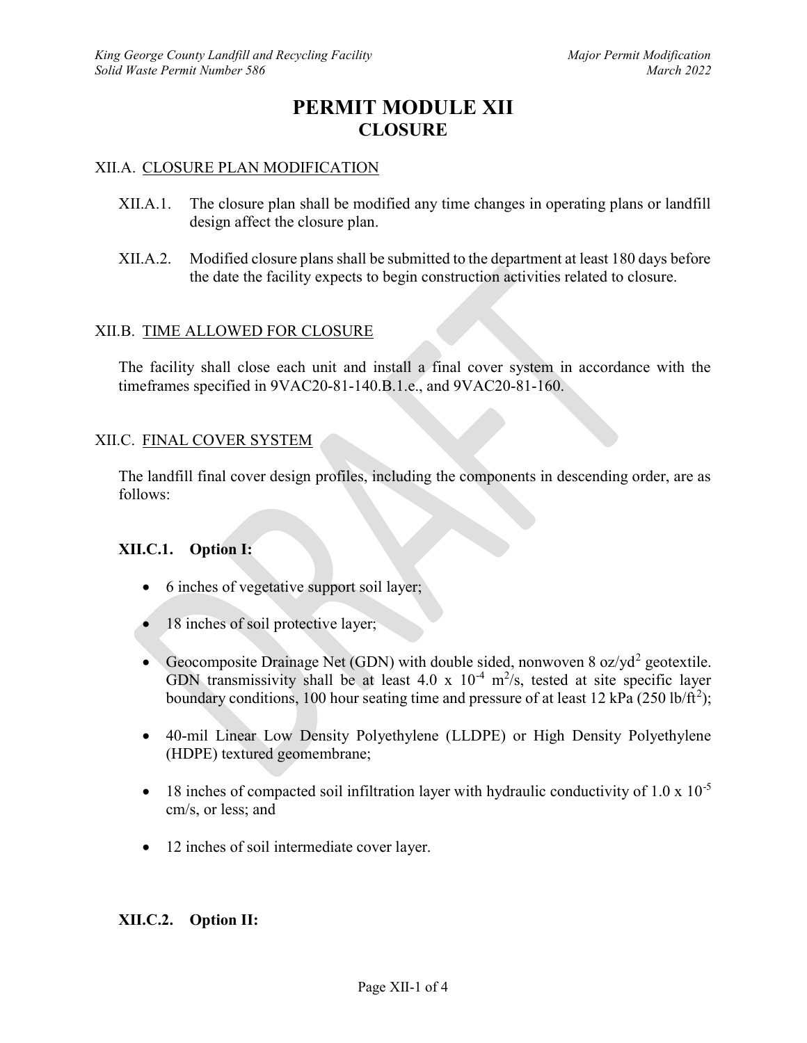# PERMIT MODULE XII
## CLOSURE

### XII.A. CLOSURE PLAN MODIFICATION

XII.A.1. The closure plan shall be modified any time changes in operating plans or landfill design affect the closure plan.

XII.A.2. Modified closure plans shall be submitted to the department at least 180 days before the date the facility expects to begin construction activities related to closure.

### XII.B. TIME ALLOWED FOR CLOSURE

The facility shall close each unit and install a final cover system in accordance with the timeframes specified in 9VAC20-81-140.B.1.e., and 9VAC20-81-160.

### XII.C. FINAL COVER SYSTEM

The landfill final cover design profiles, including the components in descending order, are as follows:

#### XII.C.1. Option I:

- 6 inches of vegetative support soil layer;
- 18 inches of soil protective layer;
- Geocomposite Drainage Net (GDN) with double sided, nonwoven 8 $oz/yd^2$ geotextile. GDN transmissivity shall be at least $4.0 \times 10^{-4}$ $m^2/s$, tested at site specific layer boundary conditions, 100 hour seating time and pressure of at least 12 kPa (250 $lb/ft^2$);
- 40-mil Linear Low Density Polyethylene (LLDPE) or High Density Polyethylene (HDPE) textured geomembrane;
- 18 inches of compacted soil infiltration layer with hydraulic conductivity of $1.0 \times 10^{-5}$ cm/s, or less; and
- 12 inches of soil intermediate cover layer.

#### XII.C.2. Option II: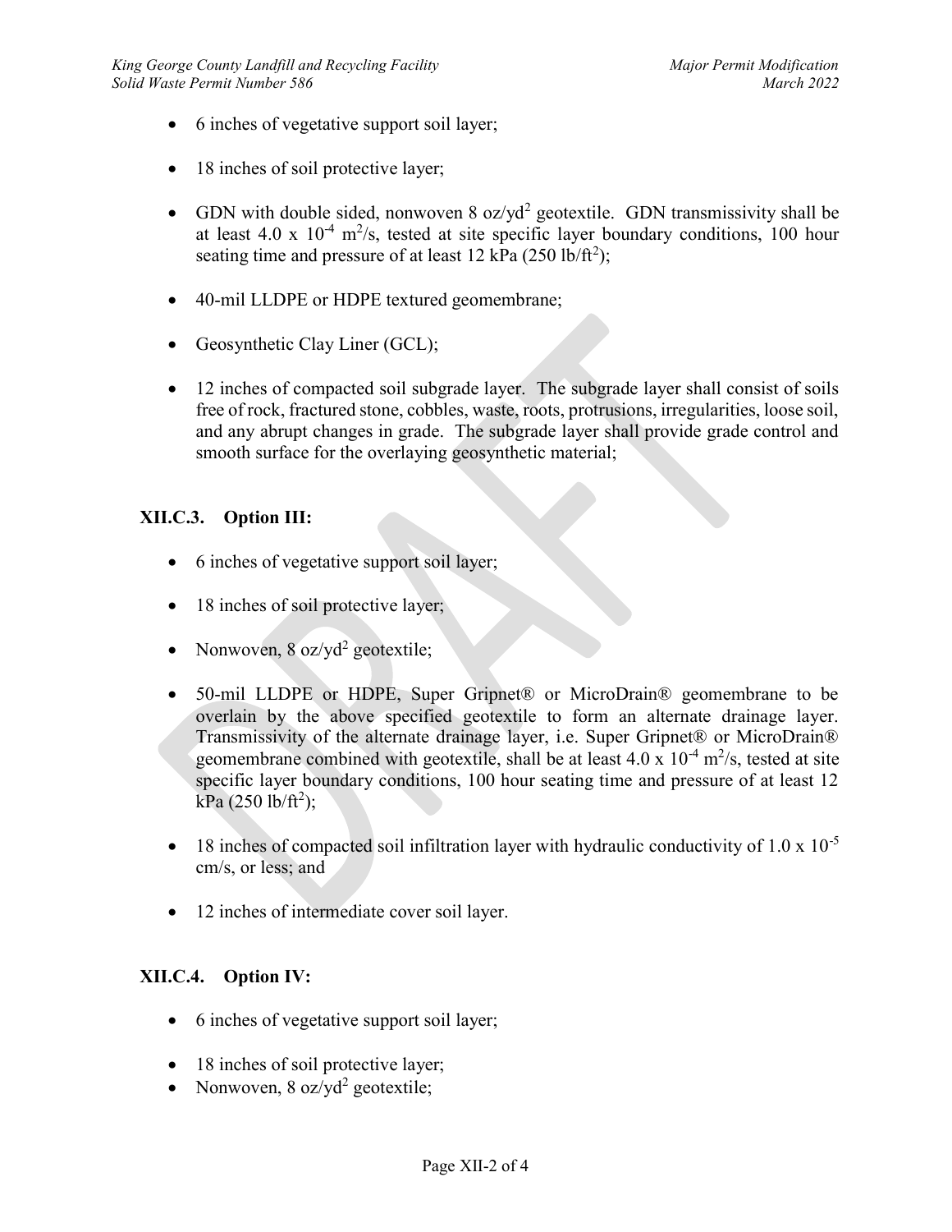- 6 inches of vegetative support soil layer;

- 18 inches of soil protective layer;

- GDN with double sided, nonwoven 8 oz/yd$^2$ geotextile. GDN transmissivity shall be at least 4.0 x $10^{-4}$ m$^2$/s, tested at site specific layer boundary conditions, 100 hour seating time and pressure of at least 12 kPa (250 lb/ft$^2$);

- 40-mil LLDPE or HDPE textured geomembrane;

- Geosynthetic Clay Liner (GCL);

- 12 inches of compacted soil subgrade layer. The subgrade layer shall consist of soils free of rock, fractured stone, cobbles, waste, roots, protrusions, irregularities, loose soil, and any abrupt changes in grade. The subgrade layer shall provide grade control and smooth surface for the overlaying geosynthetic material;

### XII.C.3. Option III:

- 6 inches of vegetative support soil layer;

- 18 inches of soil protective layer;

- Nonwoven, 8 oz/yd$^2$ geotextile;

- 50-mil LLDPE or HDPE, Super Gripnet® or MicroDrain® geomembrane to be overlain by the above specified geotextile to form an alternate drainage layer. Transmissivity of the alternate drainage layer, i.e. Super Gripnet® or MicroDrain® geomembrane combined with geotextile, shall be at least 4.0 x $10^{-4}$ m$^2$/s, tested at site specific layer boundary conditions, 100 hour seating time and pressure of at least 12 kPa (250 lb/ft$^2$);

- 18 inches of compacted soil infiltration layer with hydraulic conductivity of 1.0 x $10^{-5}$ cm/s, or less; and

- 12 inches of intermediate cover soil layer.

### XII.C.4. Option IV:

- 6 inches of vegetative support soil layer;

- 18 inches of soil protective layer;
- Nonwoven, 8 oz/yd$^2$ geotextile;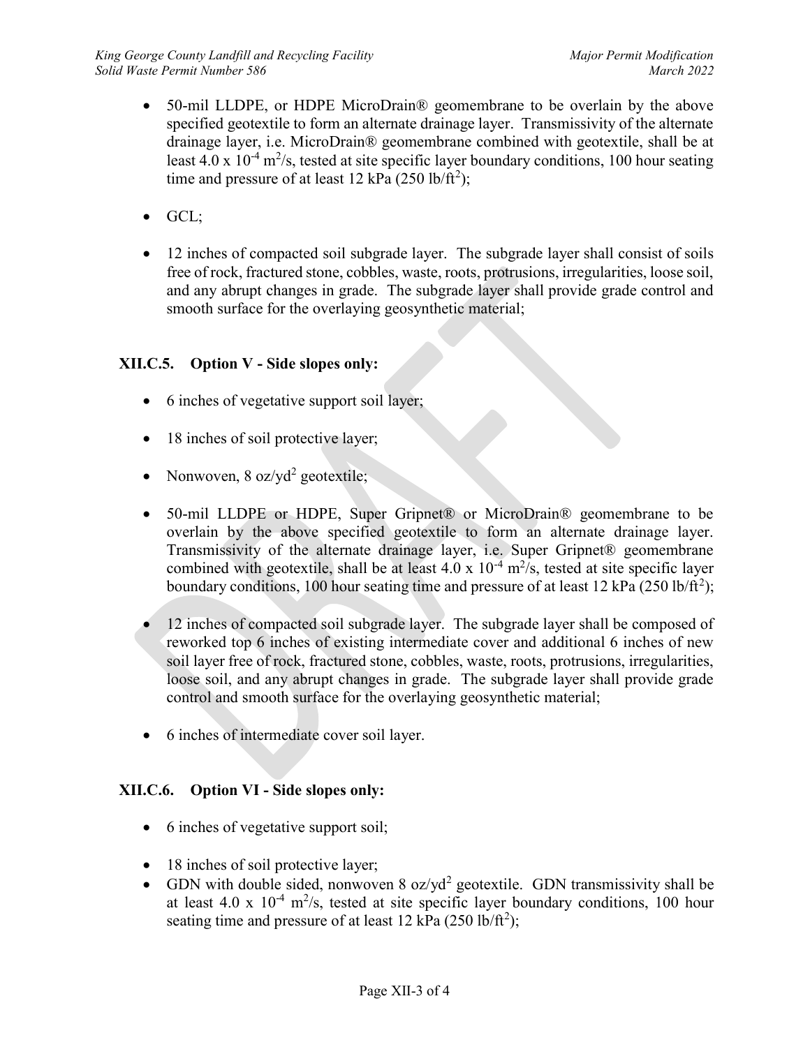- 50-mil LLDPE, or HDPE MicroDrain® geomembrane to be overlain by the above specified geotextile to form an alternate drainage layer. Transmissivity of the alternate drainage layer, i.e. MicroDrain® geomembrane combined with geotextile, shall be at least 4.0 x $10^{-4}$ $m^2/s$, tested at site specific layer boundary conditions, 100 hour seating time and pressure of at least 12 kPa (250 $lb/ft^2$);

- GCL;

- 12 inches of compacted soil subgrade layer. The subgrade layer shall consist of soils free of rock, fractured stone, cobbles, waste, roots, protrusions, irregularities, loose soil, and any abrupt changes in grade. The subgrade layer shall provide grade control and smooth surface for the overlaying geosynthetic material;

### XII.C.5. Option V - Side slopes only:

- 6 inches of vegetative support soil layer;

- 18 inches of soil protective layer;

- Nonwoven, 8 $oz/yd^2$ geotextile;

- 50-mil LLDPE or HDPE, Super Gripnet® or MicroDrain® geomembrane to be overlain by the above specified geotextile to form an alternate drainage layer. Transmissivity of the alternate drainage layer, i.e. Super Gripnet® geomembrane combined with geotextile, shall be at least 4.0 x $10^{-4}$ $m^2/s$, tested at site specific layer boundary conditions, 100 hour seating time and pressure of at least 12 kPa (250 $lb/ft^2$);

- 12 inches of compacted soil subgrade layer. The subgrade layer shall be composed of reworked top 6 inches of existing intermediate cover and additional 6 inches of new soil layer free of rock, fractured stone, cobbles, waste, roots, protrusions, irregularities, loose soil, and any abrupt changes in grade. The subgrade layer shall provide grade control and smooth surface for the overlaying geosynthetic material;

- 6 inches of intermediate cover soil layer.

### XII.C.6. Option VI - Side slopes only:

- 6 inches of vegetative support soil;

- 18 inches of soil protective layer;
- GDN with double sided, nonwoven 8 $oz/yd^2$ geotextile. GDN transmissivity shall be at least 4.0 x $10^{-4}$ $m^2/s$, tested at site specific layer boundary conditions, 100 hour seating time and pressure of at least 12 kPa (250 $lb/ft^2$);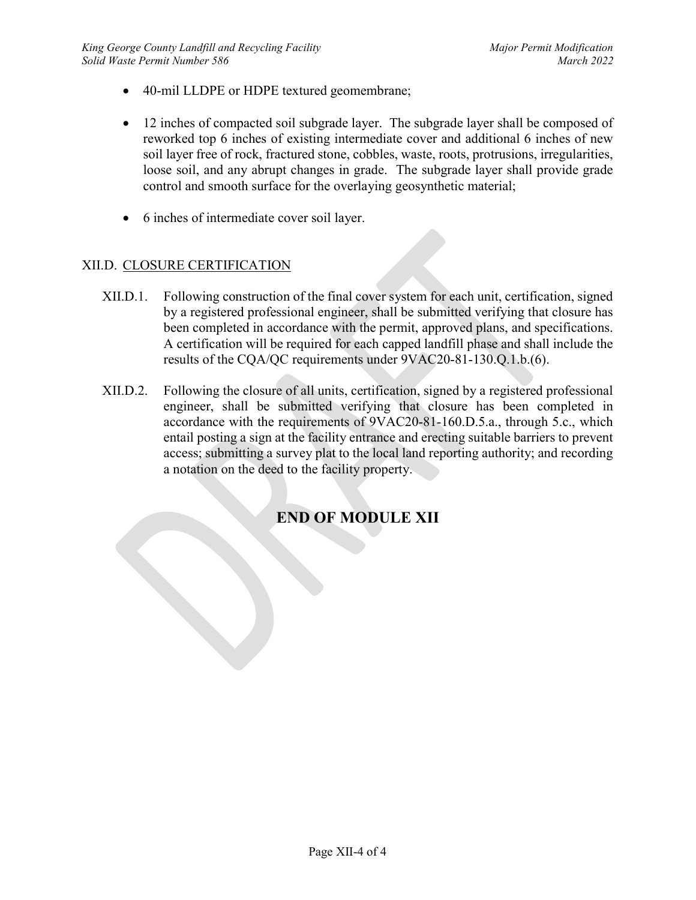- 40-mil LLDPE or HDPE textured geomembrane;
- 12 inches of compacted soil subgrade layer. The subgrade layer shall be composed of reworked top 6 inches of existing intermediate cover and additional 6 inches of new soil layer free of rock, fractured stone, cobbles, waste, roots, protrusions, irregularities, loose soil, and any abrupt changes in grade. The subgrade layer shall provide grade control and smooth surface for the overlaying geosynthetic material;
- 6 inches of intermediate cover soil layer.

XII.D. CLOSURE CERTIFICATION

XII.D.1. Following construction of the final cover system for each unit, certification, signed by a registered professional engineer, shall be submitted verifying that closure has been completed in accordance with the permit, approved plans, and specifications. A certification will be required for each capped landfill phase and shall include the results of the CQA/QC requirements under 9VAC20-81-130.Q.1.b.(6).

XII.D.2. Following the closure of all units, certification, signed by a registered professional engineer, shall be submitted verifying that closure has been completed in accordance with the requirements of 9VAC20-81-160.D.5.a., through 5.c., which entail posting a sign at the facility entrance and erecting suitable barriers to prevent access; submitting a survey plat to the local land reporting authority; and recording a notation on the deed to the facility property.

## END OF MODULE XII